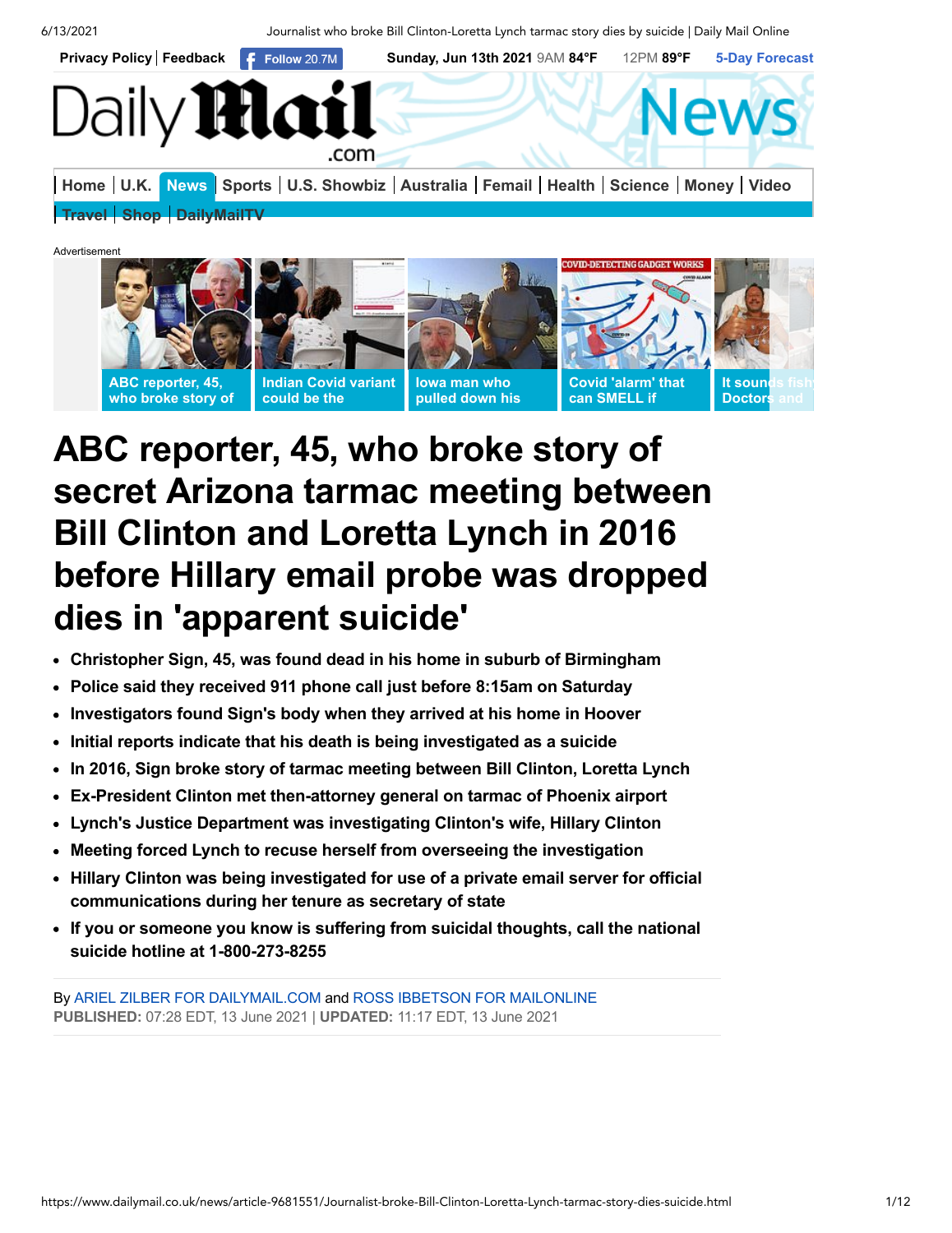Privacy Policy | Feedback | Follow 20.7M | Sunday, Jun 13th 2021 9AM 84°F 12PM 89°F 5-Day Forecast

Home | U.K. | News | Sports | U.S. Showbiz | Australia | Femail | Health | Science | Money | Video | Travel | Shop | DailyMailTV

Advertisement

ABC reporter, 45, who broke story of | Indian Covid variant could be the | Iowa man who pulled down his | Covid 'alarm' that can SMELL if | It sounds fishy Doctors and

# ABC reporter, 45, who broke story of secret Arizona tarmac meeting between Bill Clinton and Loretta Lynch in 2016 before Hillary email probe was dropped dies in 'apparent suicide'

- **Christopher Sign, 45, was found dead in his home in suburb of Birmingham**
- **Police said they received 911 phone call just before 8:15am on Saturday**
- **Investigators found Sign's body when they arrived at his home in Hoover**
- **Initial reports indicate that his death is being investigated as a suicide**
- **In 2016, Sign broke story of tarmac meeting between Bill Clinton, Loretta Lynch**
- **Ex-President Clinton met then-attorney general on tarmac of Phoenix airport**
- **Lynch's Justice Department was investigating Clinton's wife, Hillary Clinton**
- **Meeting forced Lynch to recuse herself from overseeing the investigation**
- **Hillary Clinton was being investigated for use of a private email server for official communications during her tenure as secretary of state**
- **If you or someone you know is suffering from suicidal thoughts, call the national suicide hotline at 1-800-273-8255**

By ARIEL ZILBER FOR DAILYMAIL.COM and ROSS IBBETSON FOR MAILONLINE

**PUBLISHED:** 07:28 EDT, 13 June 2021 | **UPDATED:** 11:17 EDT, 13 June 2021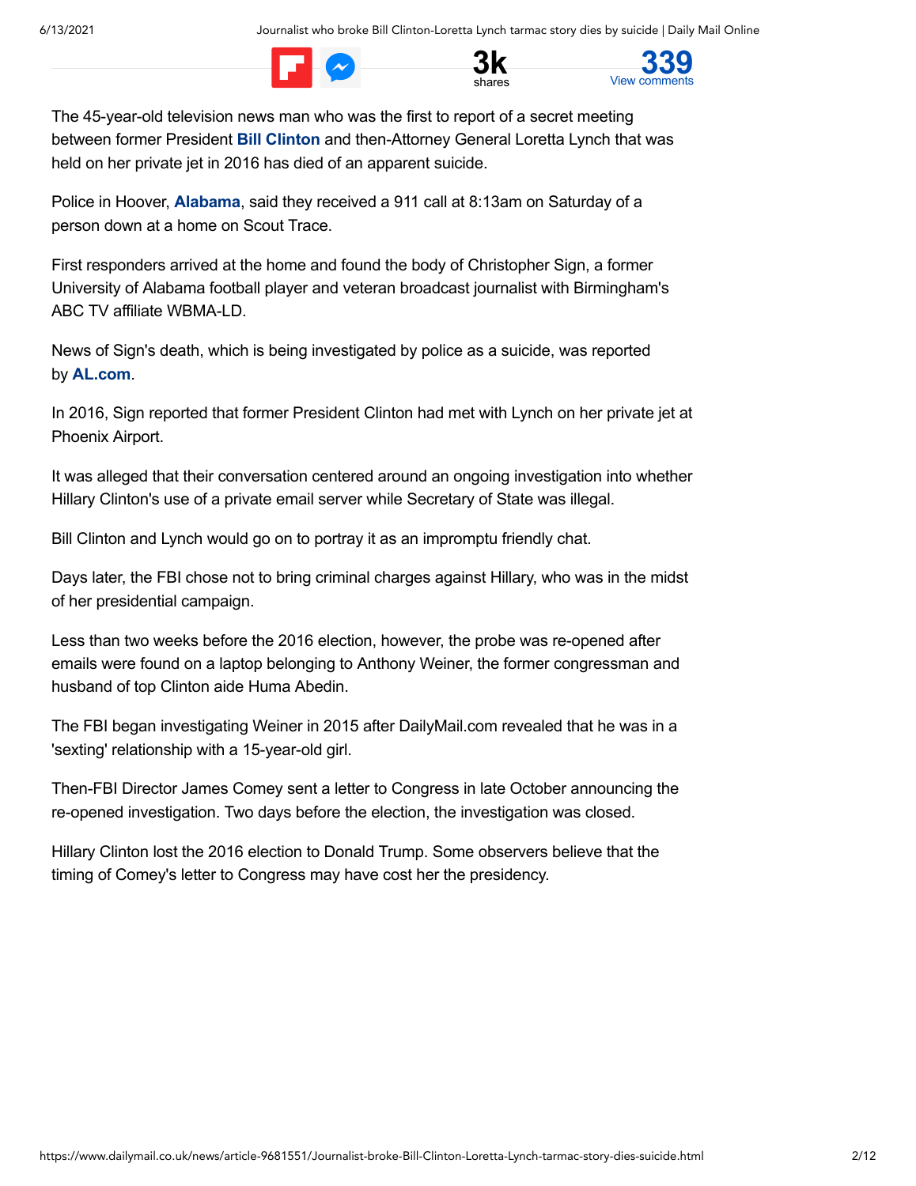The 45-year-old television news man who was the first to report of a secret meeting between former President **Bill Clinton** and then-Attorney General Loretta Lynch that was held on her private jet in 2016 has died of an apparent suicide.

Police in Hoover, **Alabama**, said they received a 911 call at 8:13am on Saturday of a person down at a home on Scout Trace.

First responders arrived at the home and found the body of Christopher Sign, a former University of Alabama football player and veteran broadcast journalist with Birmingham's ABC TV affiliate WBMA-LD.

News of Sign's death, which is being investigated by police as a suicide, was reported by **AL.com**.

In 2016, Sign reported that former President Clinton had met with Lynch on her private jet at Phoenix Airport.

It was alleged that their conversation centered around an ongoing investigation into whether Hillary Clinton's use of a private email server while Secretary of State was illegal.

Bill Clinton and Lynch would go on to portray it as an impromptu friendly chat.

Days later, the FBI chose not to bring criminal charges against Hillary, who was in the midst of her presidential campaign.

Less than two weeks before the 2016 election, however, the probe was re-opened after emails were found on a laptop belonging to Anthony Weiner, the former congressman and husband of top Clinton aide Huma Abedin.

The FBI began investigating Weiner in 2015 after DailyMail.com revealed that he was in a 'sexting' relationship with a 15-year-old girl.

Then-FBI Director James Comey sent a letter to Congress in late October announcing the re-opened investigation. Two days before the election, the investigation was closed.

Hillary Clinton lost the 2016 election to Donald Trump. Some observers believe that the timing of Comey's letter to Congress may have cost her the presidency.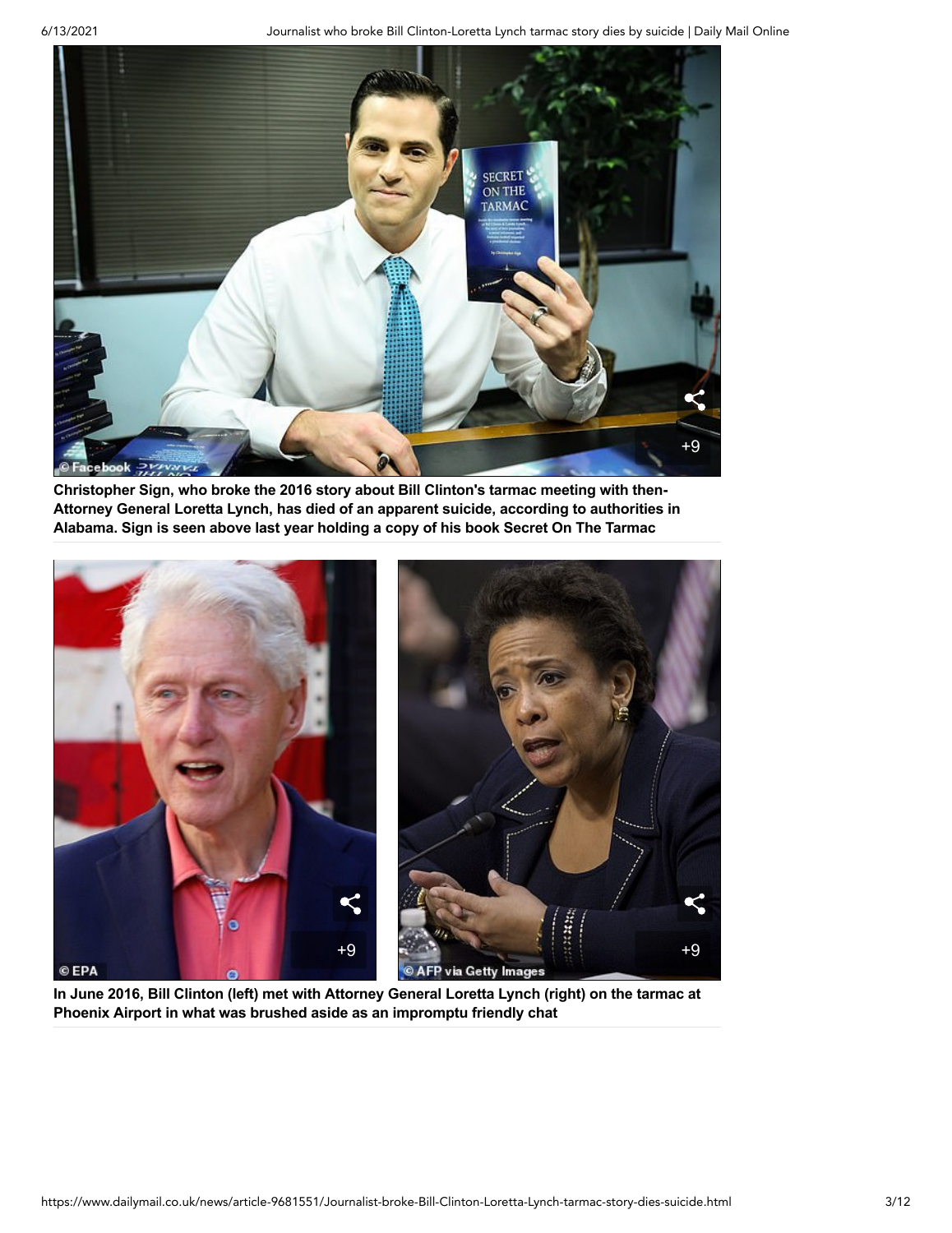Christopher Sign, who broke the 2016 story about Bill Clinton's tarmac meeting with then-Attorney General Loretta Lynch, has died of an apparent suicide, according to authorities in Alabama. Sign is seen above last year holding a copy of his book Secret On The Tarmac

In June 2016, Bill Clinton (left) met with Attorney General Loretta Lynch (right) on the tarmac at Phoenix Airport in what was brushed aside as an impromptu friendly chat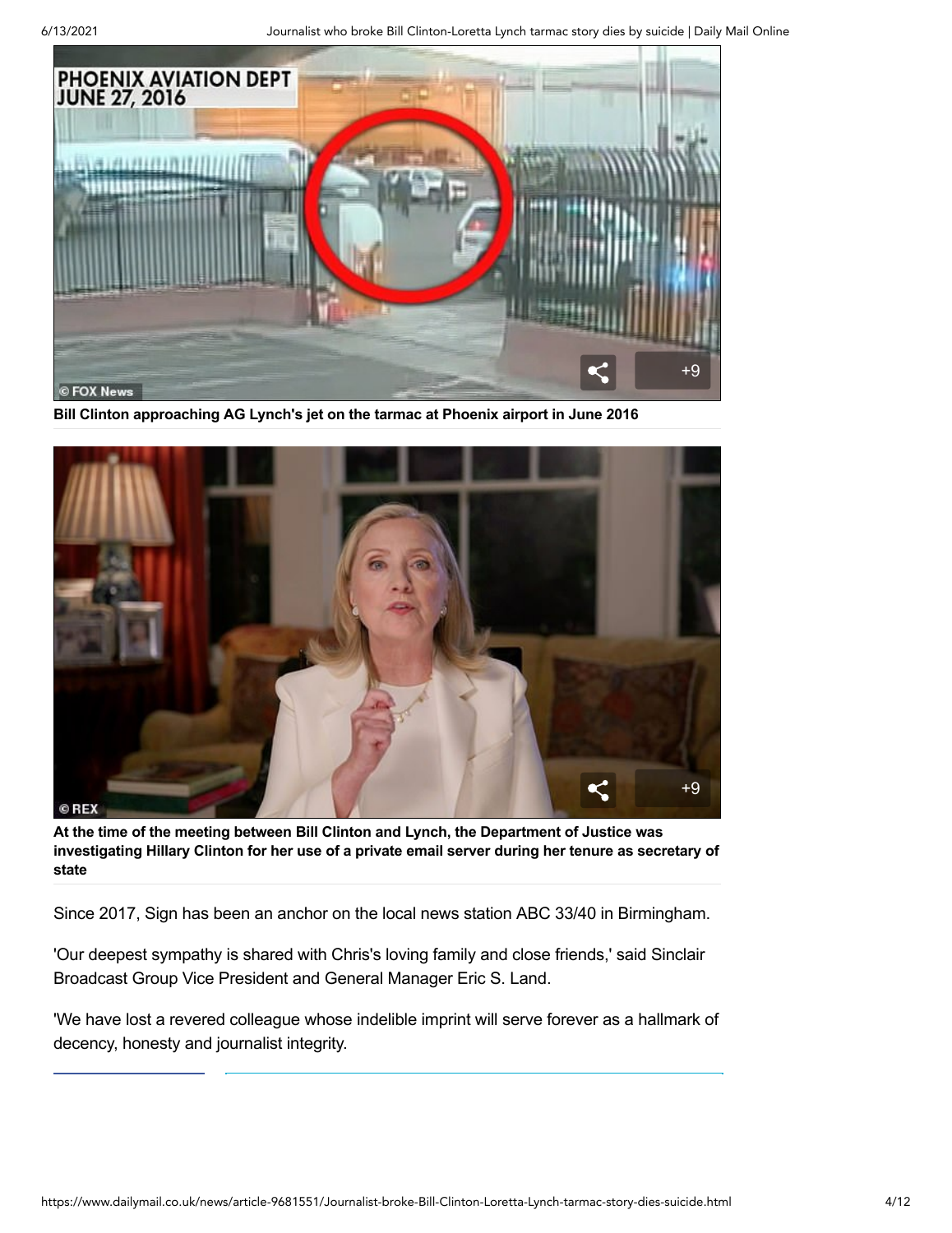Bill Clinton approaching AG Lynch's jet on the tarmac at Phoenix airport in June 2016

At the time of the meeting between Bill Clinton and Lynch, the Department of Justice was investigating Hillary Clinton for her use of a private email server during her tenure as secretary of state

Since 2017, Sign has been an anchor on the local news station ABC 33/40 in Birmingham.

'Our deepest sympathy is shared with Chris's loving family and close friends,' said Sinclair Broadcast Group Vice President and General Manager Eric S. Land.

'We have lost a revered colleague whose indelible imprint will serve forever as a hallmark of decency, honesty and journalist integrity.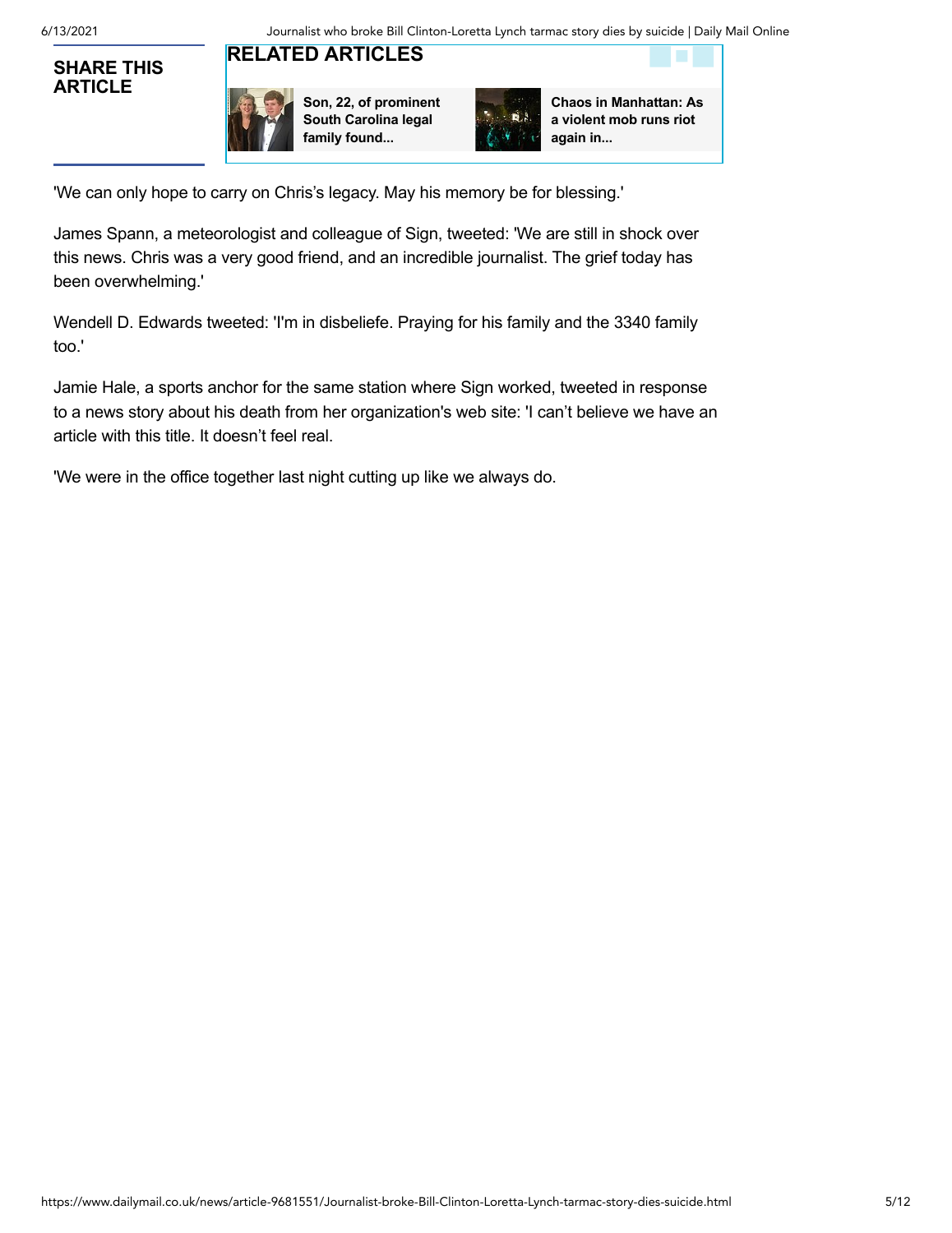**SHARE THIS ARTICLE**

**RELATED ARTICLES**

**Son, 22, of prominent South Carolina legal family found...**

**Chaos in Manhattan: As a violent mob runs riot again in...**

'We can only hope to carry on Chris's legacy. May his memory be for blessing.'

James Spann, a meteorologist and colleague of Sign, tweeted: 'We are still in shock over this news. Chris was a very good friend, and an incredible journalist. The grief today has been overwhelming.'

Wendell D. Edwards tweeted: 'I'm in disbeliefe. Praying for his family and the 3340 family too.'

Jamie Hale, a sports anchor for the same station where Sign worked, tweeted in response to a news story about his death from her organization's web site: 'I can't believe we have an article with this title. It doesn't feel real.

'We were in the office together last night cutting up like we always do.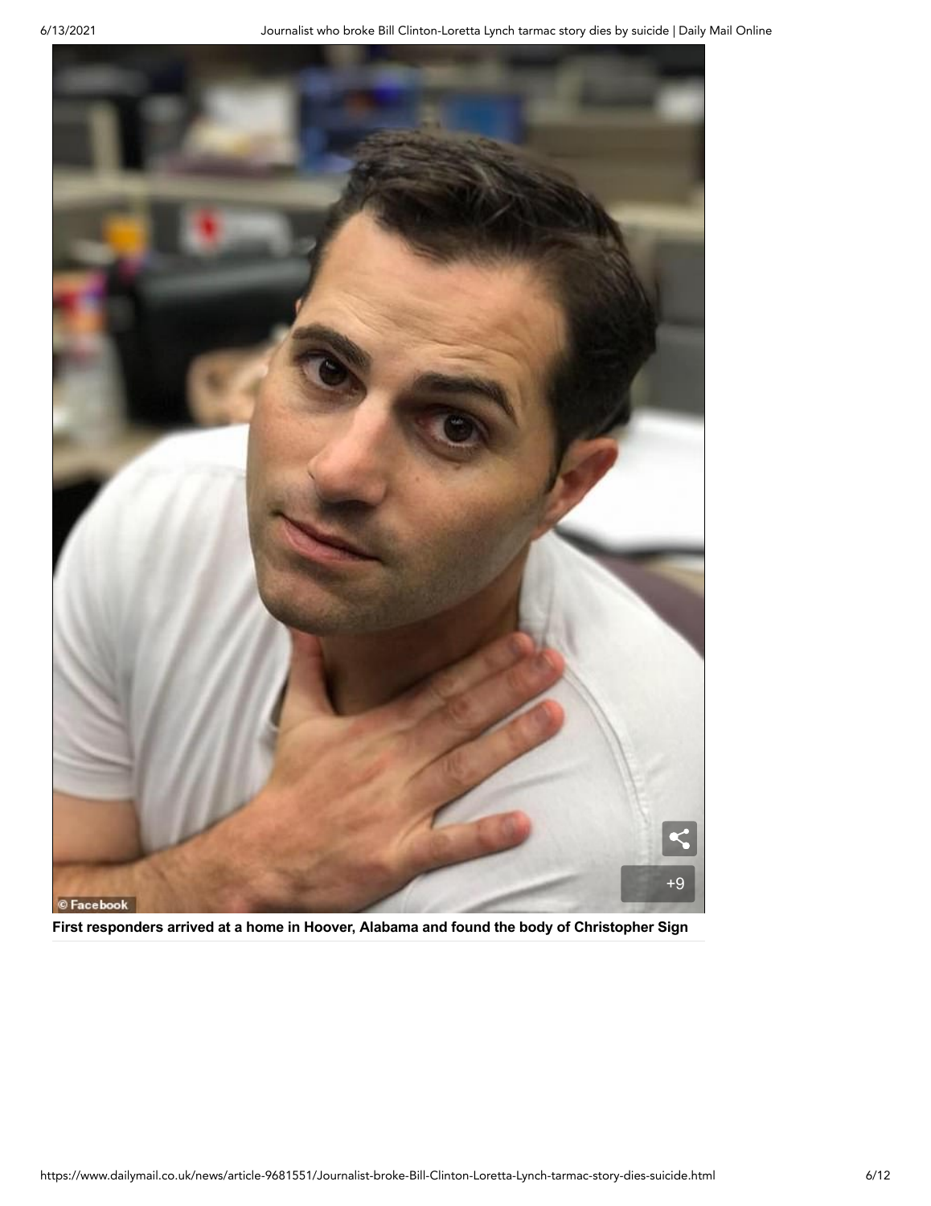First responders arrived at a home in Hoover, Alabama and found the body of Christopher Sign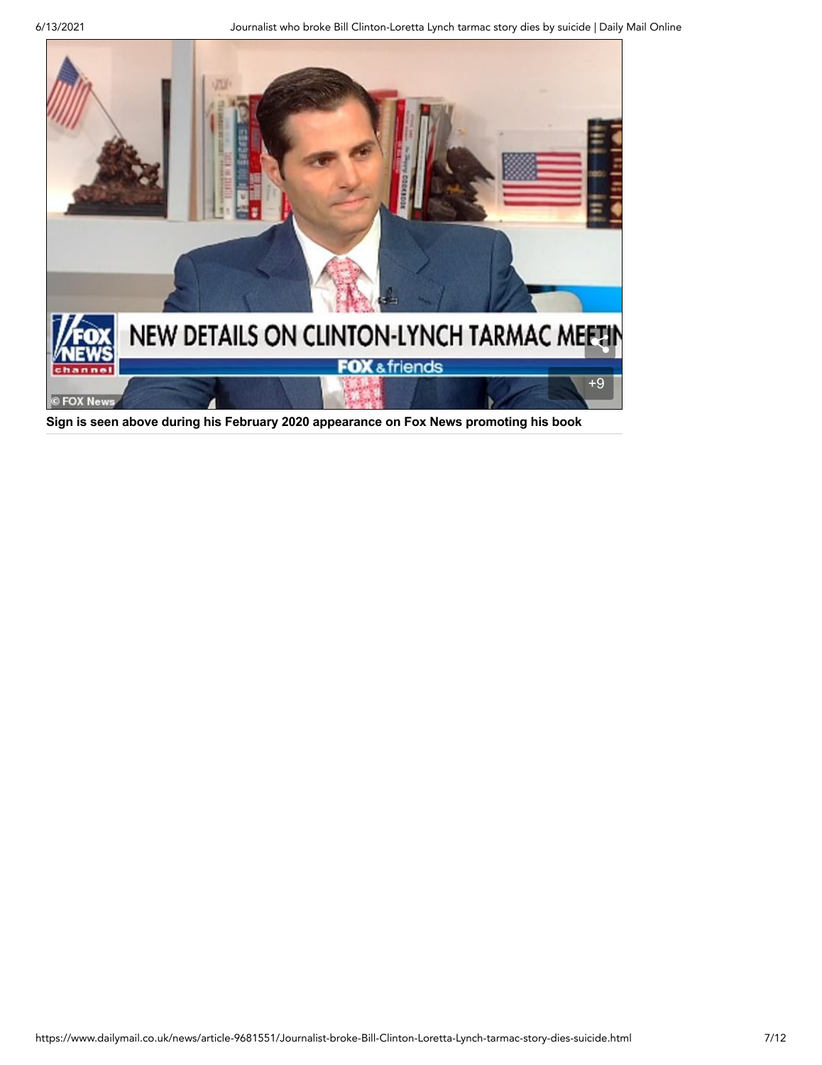Sign is seen above during his February 2020 appearance on Fox News promoting his book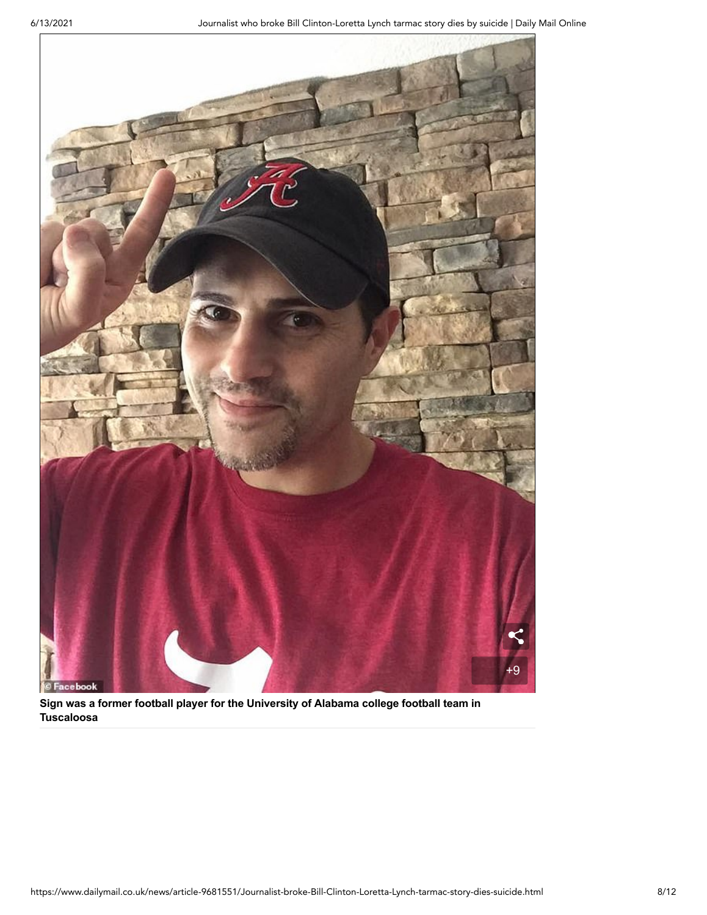Sign was a former football player for the University of Alabama college football team in Tuscaloosa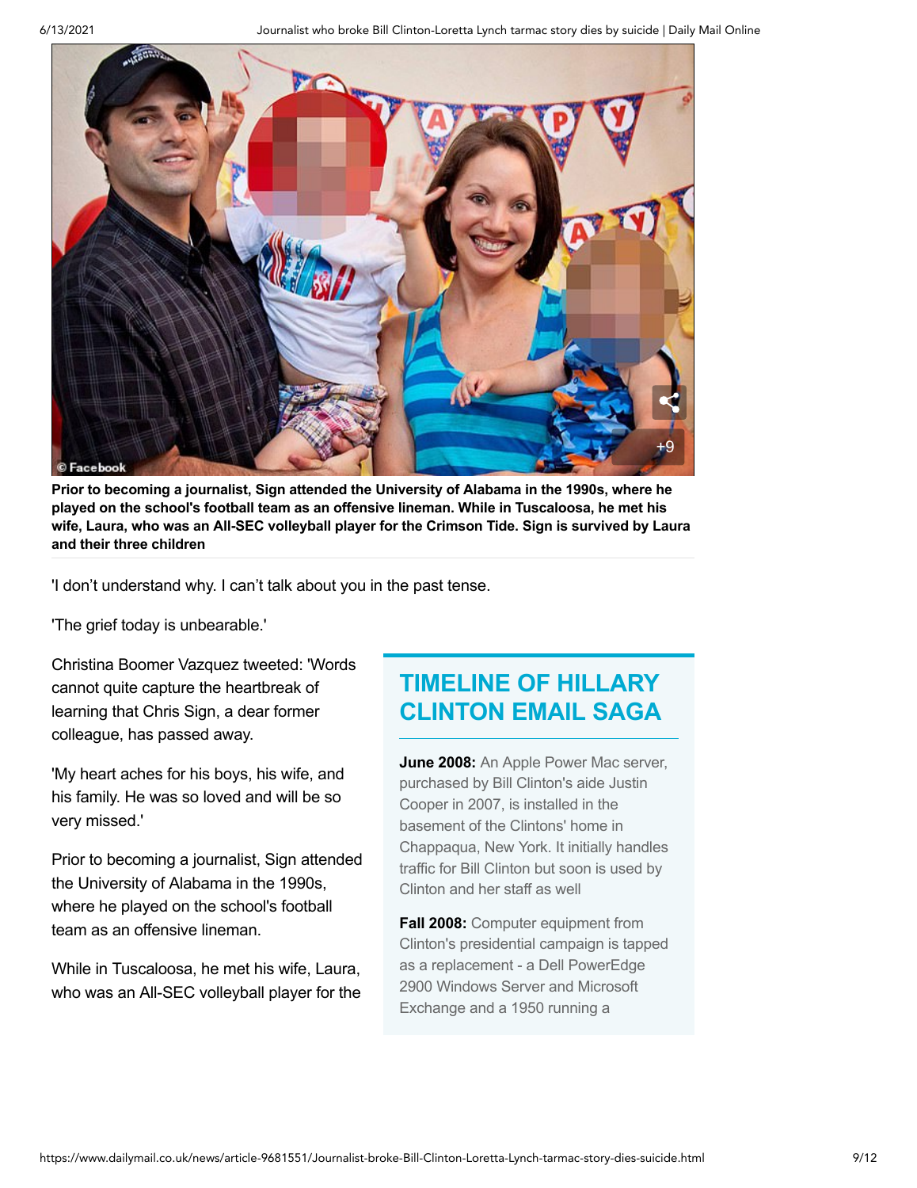© Facebook

**Prior to becoming a journalist, Sign attended the University of Alabama in the 1990s, where he played on the school's football team as an offensive lineman. While in Tuscaloosa, he met his wife, Laura, who was an All-SEC volleyball player for the Crimson Tide. Sign is survived by Laura and their three children**

'I don't understand why. I can't talk about you in the past tense.

'The grief today is unbearable.'

Christina Boomer Vazquez tweeted: 'Words cannot quite capture the heartbreak of learning that Chris Sign, a dear former colleague, has passed away.

'My heart aches for his boys, his wife, and his family. He was so loved and will be so very missed.'

Prior to becoming a journalist, Sign attended the University of Alabama in the 1990s, where he played on the school's football team as an offensive lineman.

While in Tuscaloosa, he met his wife, Laura, who was an All-SEC volleyball player for the

## TIMELINE OF HILLARY CLINTON EMAIL SAGA

**June 2008:** An Apple Power Mac server, purchased by Bill Clinton's aide Justin Cooper in 2007, is installed in the basement of the Clintons' home in Chappaqua, New York. It initially handles traffic for Bill Clinton but soon is used by Clinton and her staff as well

**Fall 2008:** Computer equipment from Clinton's presidential campaign is tapped as a replacement - a Dell PowerEdge 2900 Windows Server and Microsoft Exchange and a 1950 running a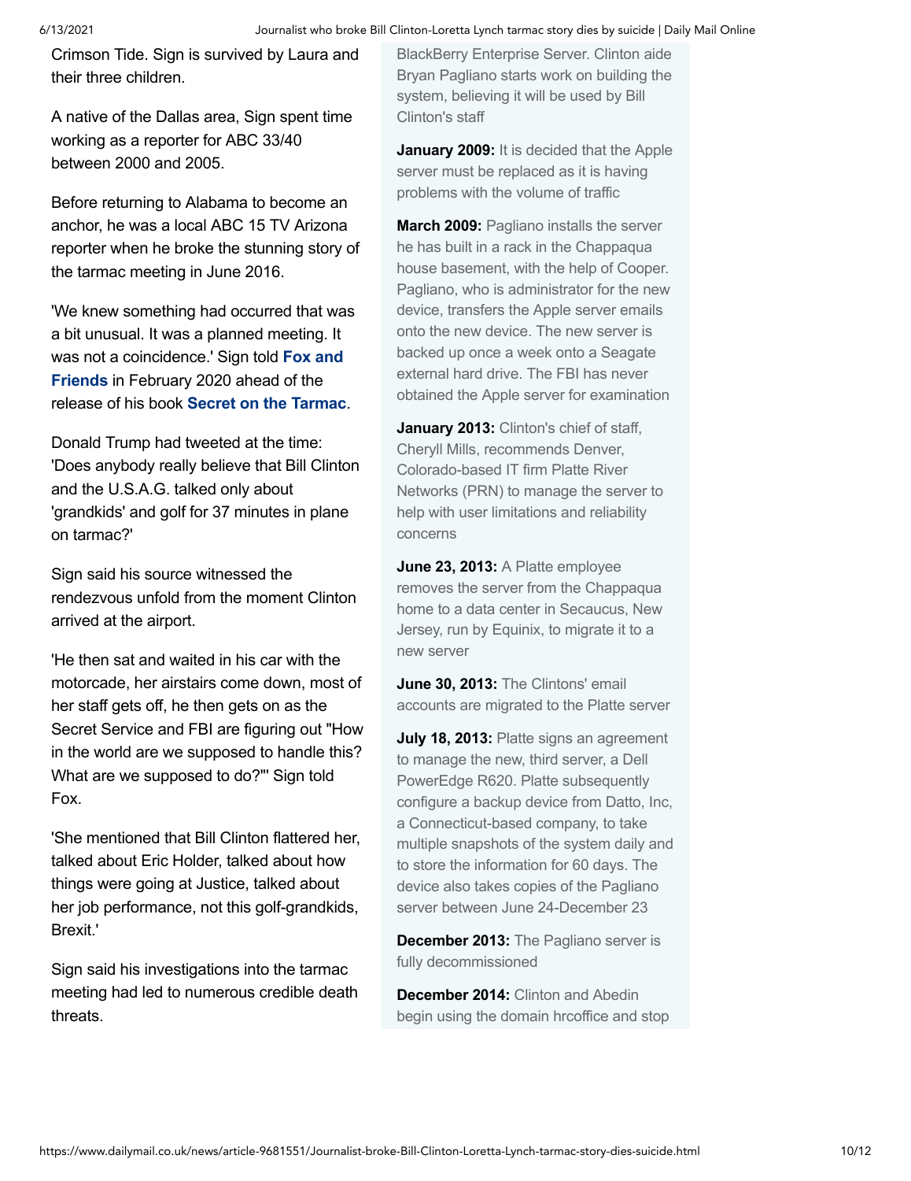Crimson Tide. Sign is survived by Laura and their three children.

A native of the Dallas area, Sign spent time working as a reporter for ABC 33/40 between 2000 and 2005.

Before returning to Alabama to become an anchor, he was a local ABC 15 TV Arizona reporter when he broke the stunning story of the tarmac meeting in June 2016.

'We knew something had occurred that was a bit unusual. It was a planned meeting. It was not a coincidence.' Sign told **Fox and Friends** in February 2020 ahead of the release of his book **Secret on the Tarmac**.

Donald Trump had tweeted at the time: 'Does anybody really believe that Bill Clinton and the U.S.A.G. talked only about 'grandkids' and golf for 37 minutes in plane on tarmac?'

Sign said his source witnessed the rendezvous unfold from the moment Clinton arrived at the airport.

'He then sat and waited in his car with the motorcade, her airstairs come down, most of her staff gets off, he then gets on as the Secret Service and FBI are figuring out "How in the world are we supposed to handle this? What are we supposed to do?"' Sign told Fox.

'She mentioned that Bill Clinton flattered her, talked about Eric Holder, talked about how things were going at Justice, talked about her job performance, not this golf-grandkids, Brexit.'

Sign said his investigations into the tarmac meeting had led to numerous credible death threats.

BlackBerry Enterprise Server. Clinton aide Bryan Pagliano starts work on building the system, believing it will be used by Bill Clinton's staff

**January 2009:** It is decided that the Apple server must be replaced as it is having problems with the volume of traffic

**March 2009:** Pagliano installs the server he has built in a rack in the Chappaqua house basement, with the help of Cooper. Pagliano, who is administrator for the new device, transfers the Apple server emails onto the new device. The new server is backed up once a week onto a Seagate external hard drive. The FBI has never obtained the Apple server for examination

**January 2013:** Clinton's chief of staff, Cheryll Mills, recommends Denver, Colorado-based IT firm Platte River Networks (PRN) to manage the server to help with user limitations and reliability concerns

**June 23, 2013:** A Platte employee removes the server from the Chappaqua home to a data center in Secaucus, New Jersey, run by Equinix, to migrate it to a new server

**June 30, 2013:** The Clintons' email accounts are migrated to the Platte server

**July 18, 2013:** Platte signs an agreement to manage the new, third server, a Dell PowerEdge R620. Platte subsequently configure a backup device from Datto, Inc, a Connecticut-based company, to take multiple snapshots of the system daily and to store the information for 60 days. The device also takes copies of the Pagliano server between June 24-December 23

**December 2013:** The Pagliano server is fully decommissioned

**December 2014:** Clinton and Abedin begin using the domain hrcoffice and stop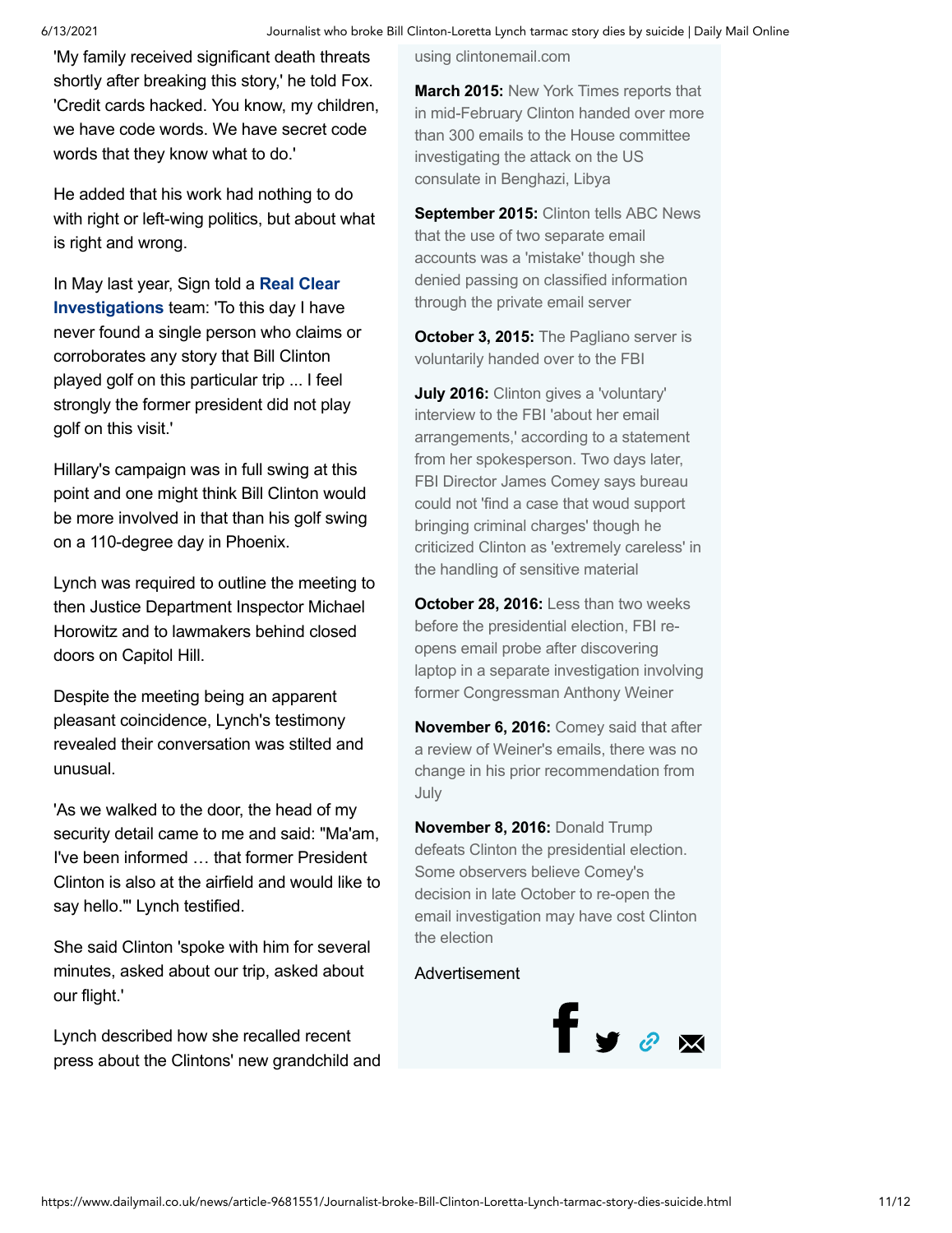'My family received significant death threats shortly after breaking this story,' he told Fox. 'Credit cards hacked. You know, my children, we have code words. We have secret code words that they know what to do.'

He added that his work had nothing to do with right or left-wing politics, but about what is right and wrong.

In May last year, Sign told a **Real Clear Investigations** team: 'To this day I have never found a single person who claims or corroborates any story that Bill Clinton played golf on this particular trip ... I feel strongly the former president did not play golf on this visit.'

Hillary's campaign was in full swing at this point and one might think Bill Clinton would be more involved in that than his golf swing on a 110-degree day in Phoenix.

Lynch was required to outline the meeting to then Justice Department Inspector Michael Horowitz and to lawmakers behind closed doors on Capitol Hill.

Despite the meeting being an apparent pleasant coincidence, Lynch's testimony revealed their conversation was stilted and unusual.

'As we walked to the door, the head of my security detail came to me and said: "Ma'am, I've been informed … that former President Clinton is also at the airfield and would like to say hello."' Lynch testified.

She said Clinton 'spoke with him for several minutes, asked our trip, asked about our flight.'

Lynch described how she recalled recent press about the Clintons' new grandchild and

using clintonemail.com

**March 2015:** New York Times reports that in mid-February Clinton handed over more than 300 emails to the House committee investigating the attack on the US consulate in Benghazi, Libya

**September 2015:** Clinton tells ABC News that the use of two separate email accounts was a 'mistake' though she denied passing on classified information through the private email server

**October 3, 2015:** The Pagliano server is voluntarily handed over to the FBI

**July 2016:** Clinton gives a 'voluntary' interview to the FBI 'about her email arrangements,' according to a statement from her spokesperson. Two days later, FBI Director James Comey says bureau could not 'find a case that woud support bringing criminal charges' though he criticized Clinton as 'extremely careless' in the handling of sensitive material

**October 28, 2016:** Less than two weeks before the presidential election, FBI re-opens email probe after discovering laptop in a separate investigation involving former Congressman Anthony Weiner

**November 6, 2016:** Comey said that after a review of Weiner's emails, there was no change in his prior recommendation from July

**November 8, 2016:** Donald Trump defeats Clinton the presidential election. Some observers believe Comey's decision in late October to re-open the email investigation may have cost Clinton the election

Advertisement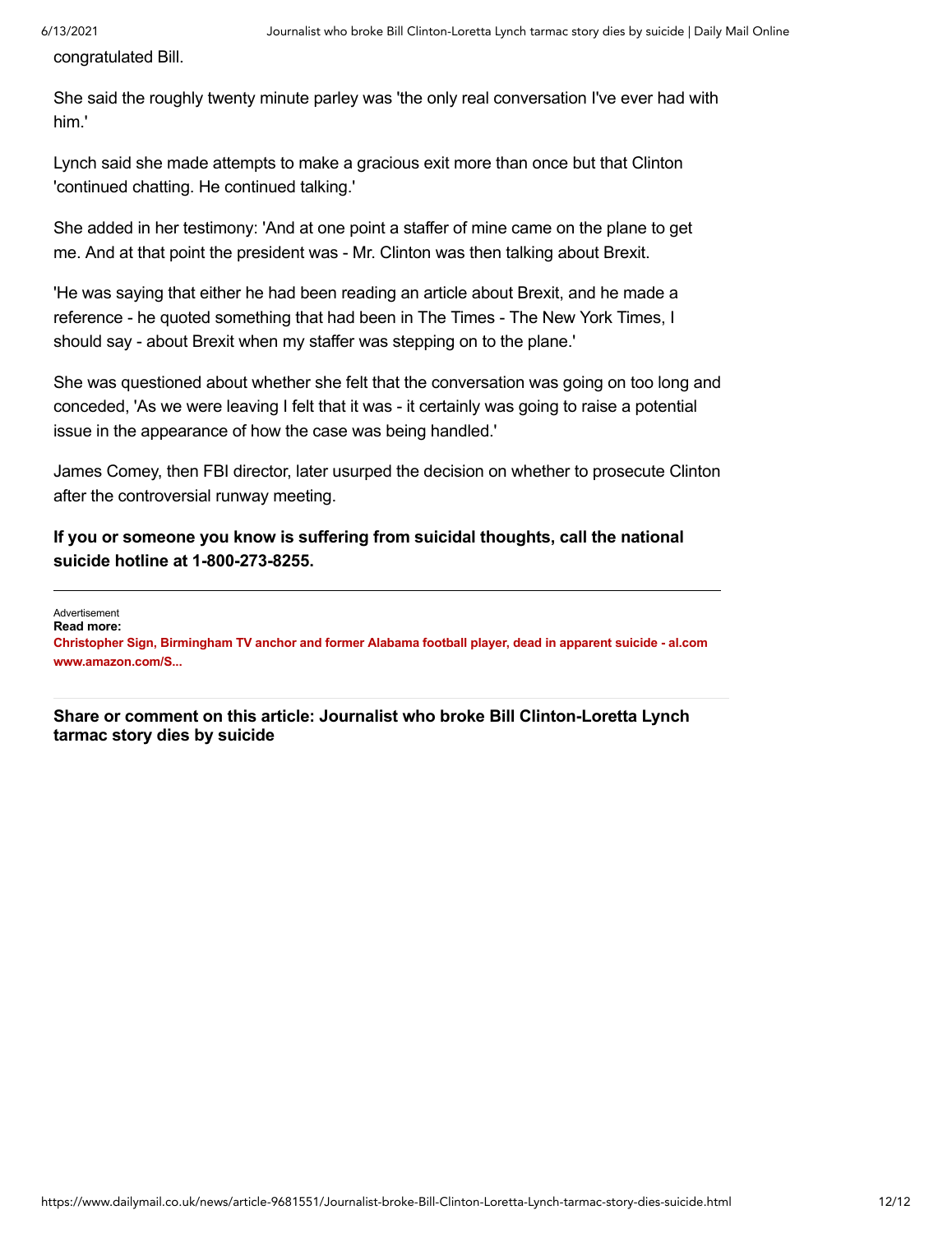congratulated Bill.

She said the roughly twenty minute parley was 'the only real conversation I've ever had with him.'

Lynch said she made attempts to make a gracious exit more than once but that Clinton 'continued chatting. He continued talking.'

She added in her testimony: 'And at one point a staffer of mine came on the plane to get me. And at that point the president was - Mr. Clinton was then talking about Brexit.

'He was saying that either he had been reading an article about Brexit, and he made a reference - he quoted something that had been in The Times - The New York Times, I should say - about Brexit when my staffer was stepping on to the plane.'

She was questioned about whether she felt that the conversation was going on too long and conceded, 'As we were leaving I felt that it was - it certainly was going to raise a potential issue in the appearance of how the case was being handled.'

James Comey, then FBI director, later usurped the decision on whether to prosecute Clinton after the controversial runway meeting.

**If you or someone you know is suffering from suicidal thoughts, call the national suicide hotline at 1-800-273-8255.**

---

Advertisement

**Read more:**

**Christopher Sign, Birmingham TV anchor and former Alabama football player, dead in apparent suicide - al.com**

**www.amazon.com/S...**

**Share or comment on this article: Journalist who broke Bill Clinton-Loretta Lynch tarmac story dies by suicide**